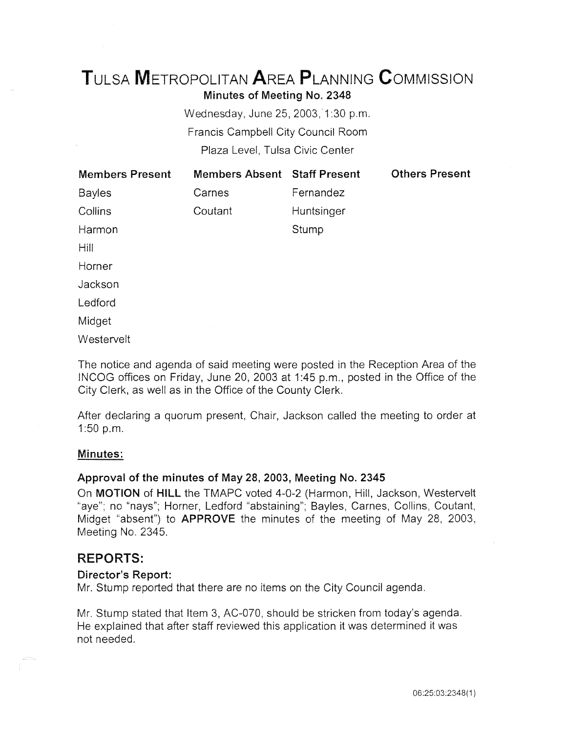# TULSA METROPOLITAN AREA PLANNING COMMISSION

**Minutes of Meeting No. 2348**

Wednesday, June 25, 2003, 1:30 p.m.

Francis Campbell City Council Room

Plaza Level, Tulsa Civic Center

| Members Present | Members Absent | Staff Present | Others Present |
|---|---|---|---|
| Bayles | Carnes | Fernandez | |
| Collins | Coutant | Huntsinger | |
| Harmon | | Stump | |
| Hill | | | |
| Horner | | | |
| Jackson | | | |
| Ledford | | | |
| Midget | | | |
| Westervelt | | | |

The notice and agenda of said meeting were posted in the Reception Area of the INCOG offices on Friday, June 20, 2003 at 1:45 p.m., posted in the Office of the City Clerk, as well as in the Office of the County Clerk.

After declaring a quorum present, Chair, Jackson called the meeting to order at 1:50 p.m.

**Minutes:**

**Approval of the minutes of May 28, 2003, Meeting No. 2345**

On **MOTION** of **HILL** the TMAPC voted 4-0-2 (Harmon, Hill, Jackson, Westervelt "aye"; no "nays"; Horner, Ledford "abstaining"; Bayles, Carnes, Collins, Coutant, Midget "absent") to **APPROVE** the minutes of the meeting of May 28, 2003, Meeting No. 2345.

## REPORTS:

**Director's Report:**

Mr. Stump reported that there are no items on the City Council agenda.

Mr. Stump stated that Item 3, AC-070, should be stricken from today's agenda. He explained that after staff reviewed this application it was determined it was not needed.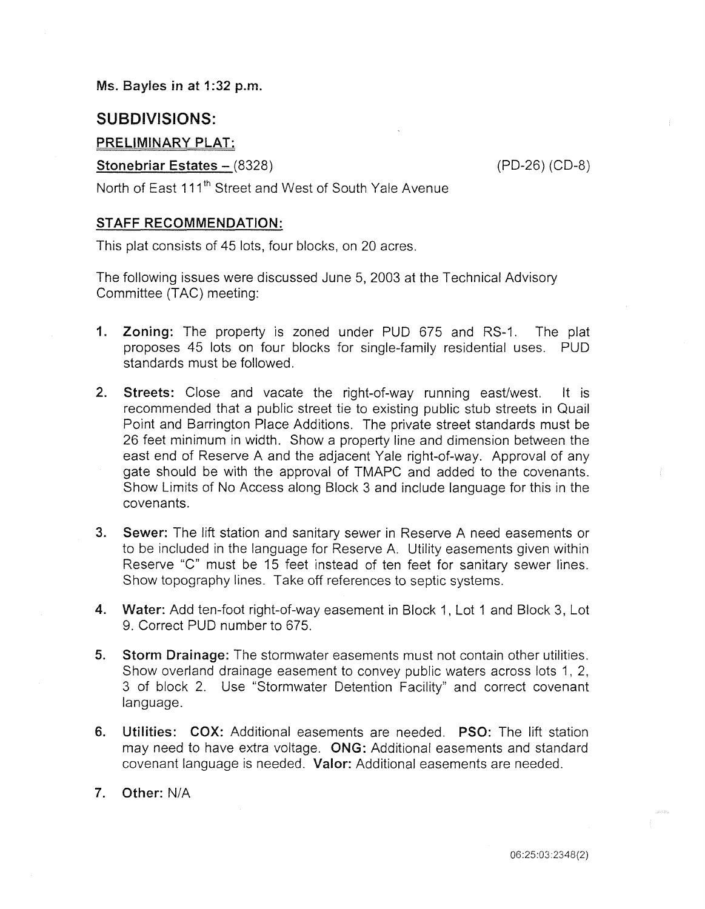**Ms. Bayles in at 1:32 p.m.**

## SUBDIVISIONS:

### PRELIMINARY PLAT:

**Stonebriar Estates** – (8328) (PD-26) (CD-8)

North of East 111th Street and West of South Yale Avenue

### STAFF RECOMMENDATION:

This plat consists of 45 lots, four blocks, on 20 acres.

The following issues were discussed June 5, 2003 at the Technical Advisory Committee (TAC) meeting:

1. **Zoning:** The property is zoned under PUD 675 and RS-1. The plat proposes 45 lots on four blocks for single-family residential uses. PUD standards must be followed.

2. **Streets:** Close and vacate the right-of-way running east/west. It is recommended that a public street tie to existing public stub streets in Quail Point and Barrington Place Additions. The private street standards must be 26 feet minimum in width. Show a property line and dimension between the east end of Reserve A and the adjacent Yale right-of-way. Approval of any gate should be with the approval of TMAPC and added to the covenants. Show Limits of No Access along Block 3 and include language for this in the covenants.

3. **Sewer:** The lift station and sanitary sewer in Reserve A need easements or to be included in the language for Reserve A. Utility easements given within Reserve "C" must be 15 feet instead of ten feet for sanitary sewer lines. Show topography lines. Take off references to septic systems.

4. **Water:** Add ten-foot right-of-way easement in Block 1, Lot 1 and Block 3, Lot 9. Correct PUD number to 675.

5. **Storm Drainage:** The stormwater easements must not contain other utilities. Show overland drainage easement to convey public waters across lots 1, 2, 3 of block 2. Use "Stormwater Detention Facility" and correct covenant language.

6. **Utilities: COX:** Additional easements are needed. **PSO:** The lift station may need to have extra voltage. **ONG:** Additional easements and standard covenant language is needed. **Valor:** Additional easements are needed.

7. **Other:** N/A

06:25:03:2348(2)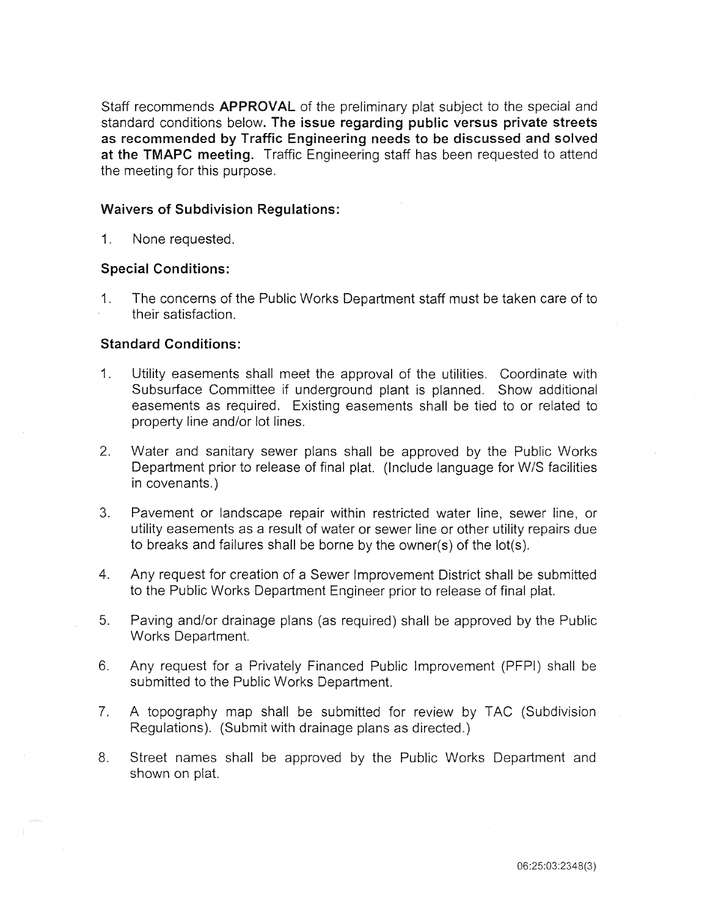Staff recommends **APPROVAL** of the preliminary plat subject to the special and standard conditions below. **The issue regarding public versus private streets as recommended by Traffic Engineering needs to be discussed and solved at the TMAPC meeting.** Traffic Engineering staff has been requested to attend the meeting for this purpose.

**Waivers of Subdivision Regulations:**

1. None requested.

**Special Conditions:**

1. The concerns of the Public Works Department staff must be taken care of to their satisfaction.

**Standard Conditions:**

1. Utility easements shall meet the approval of the utilities. Coordinate with Subsurface Committee if underground plant is planned. Show additional easements as required. Existing easements shall be tied to or related to property line and/or lot lines.

2. Water and sanitary sewer plans shall be approved by the Public Works Department prior to release of final plat. (Include language for W/S facilities in covenants.)

3. Pavement or landscape repair within restricted water line, sewer line, or utility easements as a result of water or sewer line or other utility repairs due to breaks and failures shall be borne by the owner(s) of the lot(s).

4. Any request for creation of a Sewer Improvement District shall be submitted to the Public Works Department Engineer prior to release of final plat.

5. Paving and/or drainage plans (as required) shall be approved by the Public Works Department.

6. Any request for a Privately Financed Public Improvement (PFPI) shall be submitted to the Public Works Department.

7. A topography map shall be submitted for review by TAC (Subdivision Regulations). (Submit with drainage plans as directed.)

8. Street names shall be approved by the Public Works Department and shown on plat.

06:25:03:2348(3)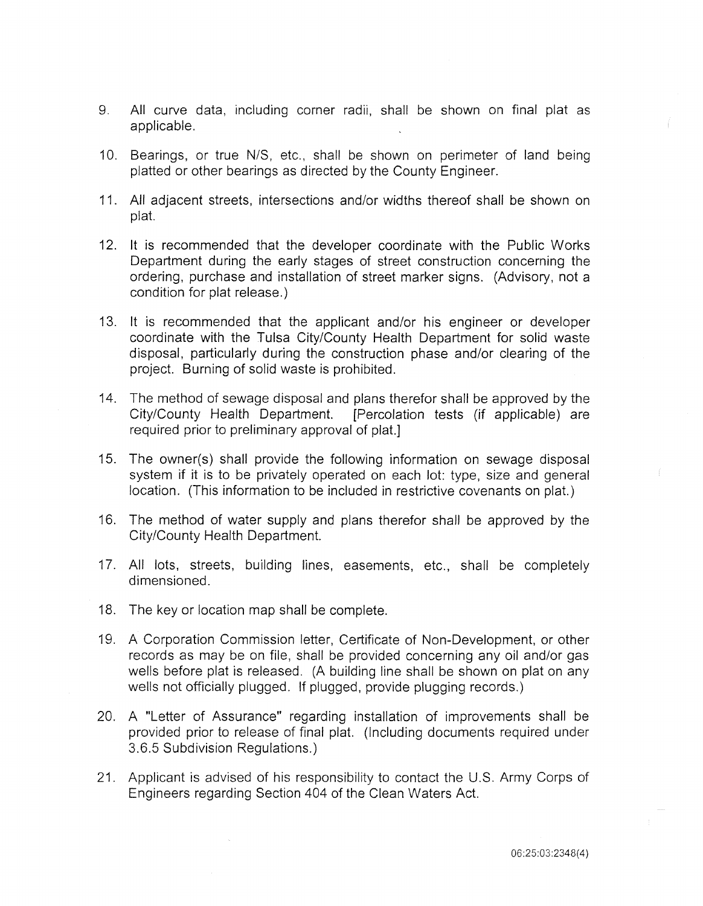9. All curve data, including corner radii, shall be shown on final plat as applicable.

10. Bearings, or true N/S, etc., shall be shown on perimeter of land being platted or other bearings as directed by the County Engineer.

11. All adjacent streets, intersections and/or widths thereof shall be shown on plat.

12. It is recommended that the developer coordinate with the Public Works Department during the early stages of street construction concerning the ordering, purchase and installation of street marker signs. (Advisory, not a condition for plat release.)

13. It is recommended that the applicant and/or his engineer or developer coordinate with the Tulsa City/County Health Department for solid waste disposal, particularly during the construction phase and/or clearing of the project. Burning of solid waste is prohibited.

14. The method of sewage disposal and plans therefor shall be approved by the City/County Health Department. [Percolation tests (if applicable) are required prior to preliminary approval of plat.]

15. The owner(s) shall provide the following information on sewage disposal system if it is to be privately operated on each lot: type, size and general location. (This information to be included in restrictive covenants on plat.)

16. The method of water supply and plans therefor shall be approved by the City/County Health Department.

17. All lots, streets, building lines, easements, etc., shall be completely dimensioned.

18. The key or location map shall be complete.

19. A Corporation Commission letter, Certificate of Non-Development, or other records as may be on file, shall be provided concerning any oil and/or gas wells before plat is released. (A building line shall be shown on plat on any wells not officially plugged. If plugged, provide plugging records.)

20. A "Letter of Assurance" regarding installation of improvements shall be provided prior to release of final plat. (Including documents required under 3.6.5 Subdivision Regulations.)

21. Applicant is advised of his responsibility to contact the U.S. Army Corps of Engineers regarding Section 404 of the Clean Waters Act.

06:25:03:2348(4)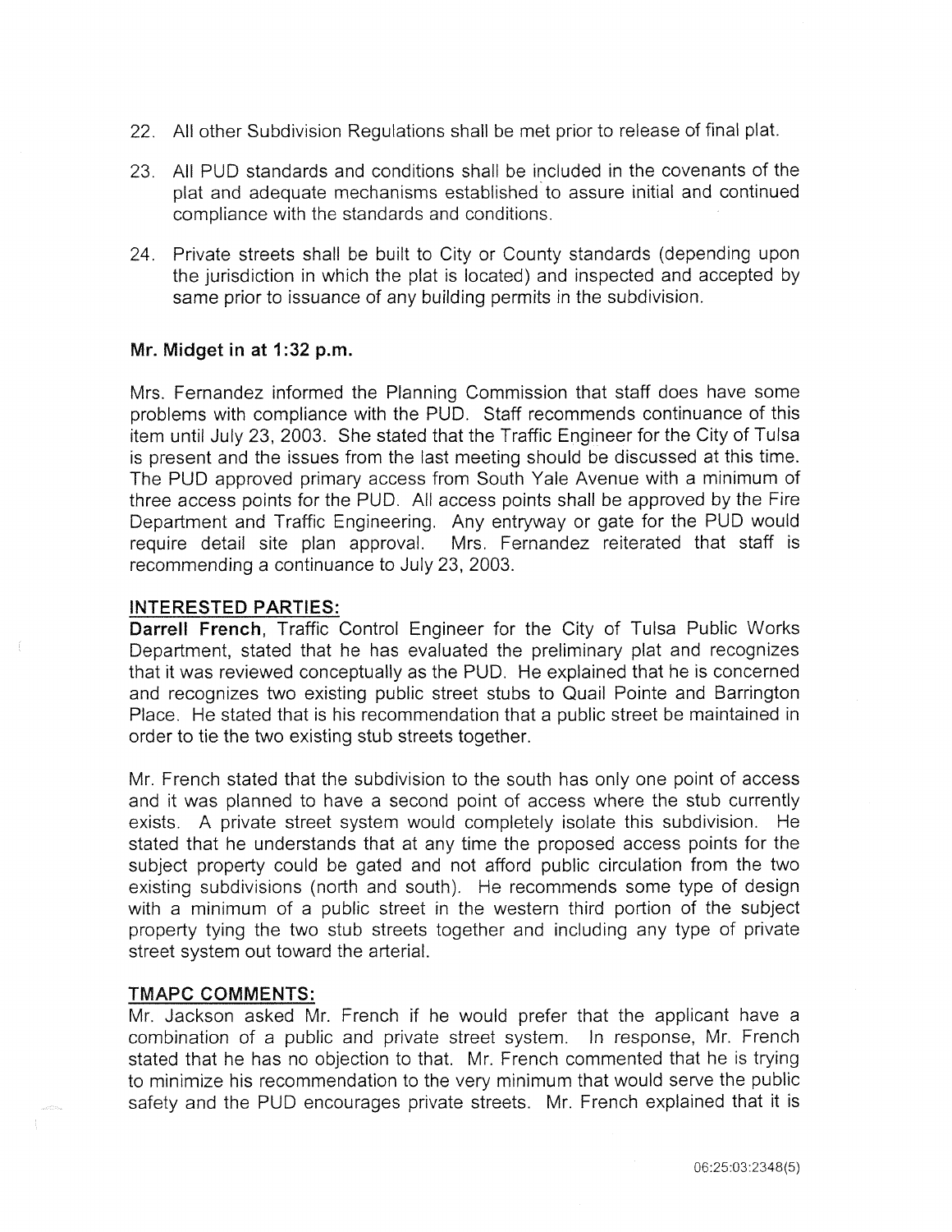22. All other Subdivision Regulations shall be met prior to release of final plat.

23. All PUD standards and conditions shall be included in the covenants of the plat and adequate mechanisms established to assure initial and continued compliance with the standards and conditions.

24. Private streets shall be built to City or County standards (depending upon the jurisdiction in which the plat is located) and inspected and accepted by same prior to issuance of any building permits in the subdivision.

**Mr. Midget in at 1:32 p.m.**

Mrs. Fernandez informed the Planning Commission that staff does have some problems with compliance with the PUD. Staff recommends continuance of this item until July 23, 2003. She stated that the Traffic Engineer for the City of Tulsa is present and the issues from the last meeting should be discussed at this time. The PUD approved primary access from South Yale Avenue with a minimum of three access points for the PUD. All access points shall be approved by the Fire Department and Traffic Engineering. Any entryway or gate for the PUD would require detail site plan approval. Mrs. Fernandez reiterated that staff is recommending a continuance to July 23, 2003.

**INTERESTED PARTIES:**

**Darrell French**, Traffic Control Engineer for the City of Tulsa Public Works Department, stated that he has evaluated the preliminary plat and recognizes that it was reviewed conceptually as the PUD. He explained that he is concerned and recognizes two existing public street stubs to Quail Pointe and Barrington Place. He stated that is his recommendation that a public street be maintained in order to tie the two existing stub streets together.

Mr. French stated that the subdivision to the south has only one point of access and it was planned to have a second point of access where the stub currently exists. A private street system would completely isolate this subdivision. He stated that he understands that at any time the proposed access points for the subject property could be gated and not afford public circulation from the two existing subdivisions (north and south). He recommends some type of design with a minimum of a public street in the western third portion of the subject property tying the two stub streets together and including any type of private street system out toward the arterial.

**TMAPC COMMENTS:**

Mr. Jackson asked Mr. French if he would prefer that the applicant have a combination of a public and private street system. In response, Mr. French stated that he has no objection to that. Mr. French commented that he is trying to minimize his recommendation to the very minimum that would serve the public safety and the PUD encourages private streets. Mr. French explained that it is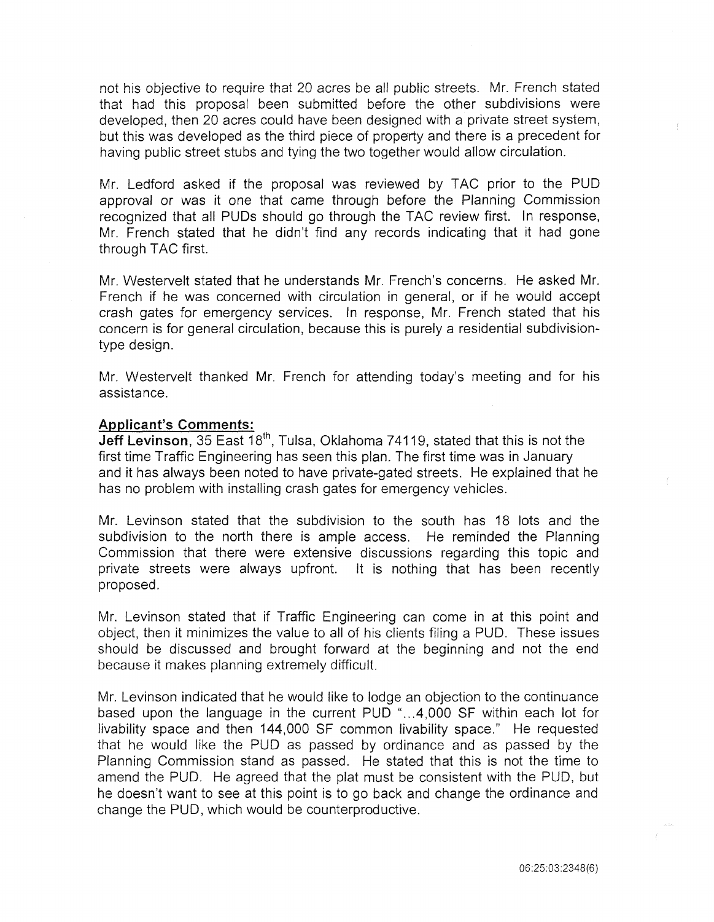not his objective to require that 20 acres be all public streets. Mr. French stated that had this proposal been submitted before the other subdivisions were developed, then 20 acres could have been designed with a private street system, but this was developed as the third piece of property and there is a precedent for having public street stubs and tying the two together would allow circulation.

Mr. Ledford asked if the proposal was reviewed by TAC prior to the PUD approval or was it one that came through before the Planning Commission recognized that all PUDs should go through the TAC review first. In response, Mr. French stated that he didn't find any records indicating that it had gone through TAC first.

Mr. Westervelt stated that he understands Mr. French's concerns. He asked Mr. French if he was concerned with circulation in general, or if he would accept crash gates for emergency services. In response, Mr. French stated that his concern is for general circulation, because this is purely a residential subdivision-type design.

Mr. Westervelt thanked Mr. French for attending today's meeting and for his assistance.

**Applicant's Comments:**

**Jeff Levinson**, 35 East 18th, Tulsa, Oklahoma 74119, stated that this is not the first time Traffic Engineering has seen this plan. The first time was in January and it has always been noted to have private-gated streets. He explained that he has no problem with installing crash gates for emergency vehicles.

Mr. Levinson stated that the subdivision to the south has 18 lots and the subdivision to the north there is ample access. He reminded the Planning Commission that there were extensive discussions regarding this topic and private streets were always upfront. It is nothing that has been recently proposed.

Mr. Levinson stated that if Traffic Engineering can come in at this point and object, then it minimizes the value to all of his clients filing a PUD. These issues should be discussed and brought forward at the beginning and not the end because it makes planning extremely difficult.

Mr. Levinson indicated that he would like to lodge an objection to the continuance based upon the language in the current PUD "...4,000 SF within each lot for livability space and then 144,000 SF common livability space." He requested that he would like the PUD as passed by ordinance and as passed by the Planning Commission stand as passed. He stated that this is not the time to amend the PUD. He agreed that the plat must be consistent with the PUD, but he doesn't want to see at this point is to go back and change the ordinance and change the PUD, which would be counterproductive.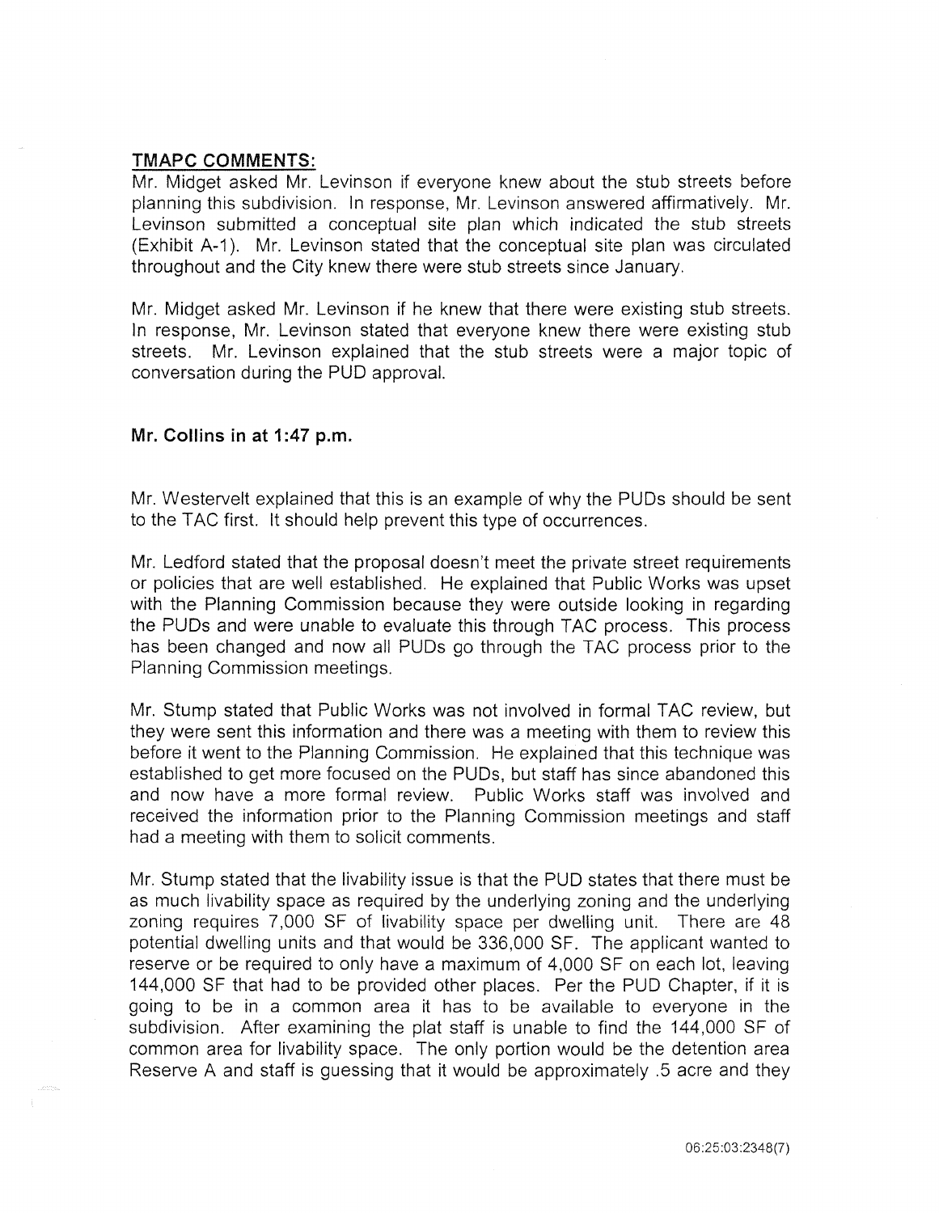## TMAPC COMMENTS:

Mr. Midget asked Mr. Levinson if everyone knew about the stub streets before planning this subdivision. In response, Mr. Levinson answered affirmatively. Mr. Levinson submitted a conceptual site plan which indicated the stub streets (Exhibit A-1). Mr. Levinson stated that the conceptual site plan was circulated throughout and the City knew there were stub streets since January.

Mr. Midget asked Mr. Levinson if he knew that there were existing stub streets. In response, Mr. Levinson stated that everyone knew there were existing stub streets. Mr. Levinson explained that the stub streets were a major topic of conversation during the PUD approval.

**Mr. Collins in at 1:47 p.m.**

Mr. Westervelt explained that this is an example of why the PUDs should be sent to the TAC first. It should help prevent this type of occurrences.

Mr. Ledford stated that the proposal doesn't meet the private street requirements or policies that are well established. He explained that Public Works was upset with the Planning Commission because they were outside looking in regarding the PUDs and were unable to evaluate this through TAC process. This process has been changed and now all PUDs go through the TAC process prior to the Planning Commission meetings.

Mr. Stump stated that Public Works was not involved in formal TAC review, but they were sent this information and there was a meeting with them to review this before it went to the Planning Commission. He explained that this technique was established to get more focused on the PUDs, but staff has since abandoned this and now have a more formal review. Public Works staff was involved and received the information prior to the Planning Commission meetings and staff had a meeting with them to solicit comments.

Mr. Stump stated that the livability issue is that the PUD states that there must be as much livability space as required by the underlying zoning and the underlying zoning requires 7,000 SF of livability space per dwelling unit. There are 48 potential dwelling units and that would be 336,000 SF. The applicant wanted to reserve or be required to only have a maximum of 4,000 SF on each lot, leaving 144,000 SF that had to be provided other places. Per the PUD Chapter, if it is going to be in a common area it has to be available to everyone in the subdivision. After examining the plat staff is unable to find the 144,000 SF of common area for livability space. The only portion would be the detention area Reserve A and staff is guessing that it would be approximately .5 acre and they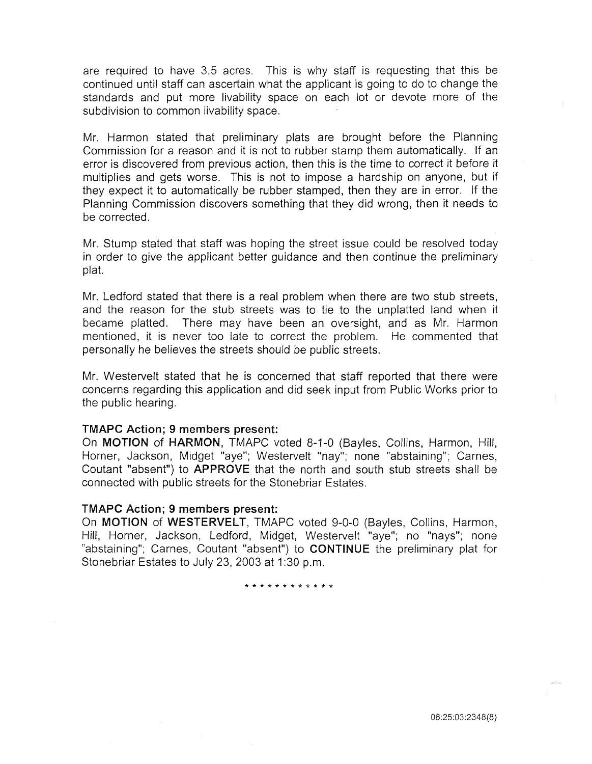are required to have 3.5 acres. This is why staff is requesting that this be continued until staff can ascertain what the applicant is going to do to change the standards and put more livability space on each lot or devote more of the subdivision to common livability space.

Mr. Harmon stated that preliminary plats are brought before the Planning Commission for a reason and it is not to rubber stamp them automatically. If an error is discovered from previous action, then this is the time to correct it before it multiplies and gets worse. This is not to impose a hardship on anyone, but if they expect it to automatically be rubber stamped, then they are in error. If the Planning Commission discovers something that they did wrong, then it needs to be corrected.

Mr. Stump stated that staff was hoping the street issue could be resolved today in order to give the applicant better guidance and then continue the preliminary plat.

Mr. Ledford stated that there is a real problem when there are two stub streets, and the reason for the stub streets was to tie to the unplatted land when it became platted. There may have been an oversight, and as Mr. Harmon mentioned, it is never too late to correct the problem. He commented that personally he believes the streets should be public streets.

Mr. Westervelt stated that he is concerned that staff reported that there were concerns regarding this application and did seek input from Public Works prior to the public hearing.

**TMAPC Action; 9 members present:**
On **MOTION** of **HARMON**, TMAPC voted 8-1-0 (Bayles, Collins, Harmon, Hill, Horner, Jackson, Midget "aye"; Westervelt "nay"; none "abstaining"; Carnes, Coutant "absent") to **APPROVE** that the north and south stub streets shall be connected with public streets for the Stonebriar Estates.

**TMAPC Action; 9 members present:**
On **MOTION** of **WESTERVELT**, TMAPC voted 9-0-0 (Bayles, Collins, Harmon, Hill, Horner, Jackson, Ledford, Midget, Westervelt "aye"; no "nays"; none "abstaining"; Carnes, Coutant "absent") to **CONTINUE** the preliminary plat for Stonebriar Estates to July 23, 2003 at 1:30 p.m.

* * * * * * * * * * * *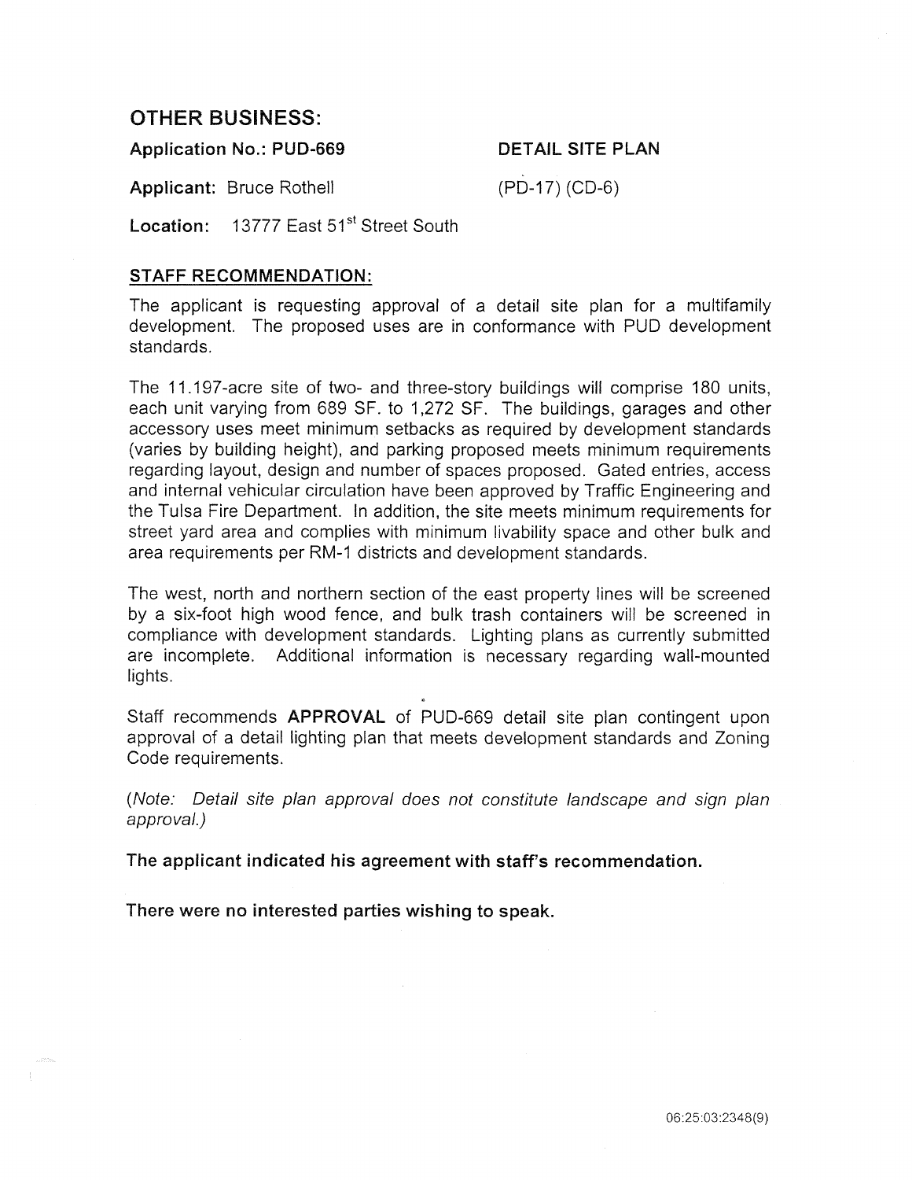## OTHER BUSINESS:

**Application No.: PUD-669** **DETAIL SITE PLAN**

**Applicant:** Bruce Rothell (PD-17) (CD-6)

**Location:** 13777 East 51st Street South

**STAFF RECOMMENDATION:**

The applicant is requesting approval of a detail site plan for a multifamily development. The proposed uses are in conformance with PUD development standards.

The 11.197-acre site of two- and three-story buildings will comprise 180 units, each unit varying from 689 SF. to 1,272 SF. The buildings, garages and other accessory uses meet minimum setbacks as required by development standards (varies by building height), and parking proposed meets minimum requirements regarding layout, design and number of spaces proposed. Gated entries, access and internal vehicular circulation have been approved by Traffic Engineering and the Tulsa Fire Department. In addition, the site meets minimum requirements for street yard area and complies with minimum livability space and other bulk and area requirements per RM-1 districts and development standards.

The west, north and northern section of the east property lines will be screened by a six-foot high wood fence, and bulk trash containers will be screened in compliance with development standards. Lighting plans as currently submitted are incomplete. Additional information is necessary regarding wall-mounted lights.

Staff recommends **APPROVAL** of PUD-669 detail site plan contingent upon approval of a detail lighting plan that meets development standards and Zoning Code requirements.

*(Note: Detail site plan approval does not constitute landscape and sign plan approval.)*

**The applicant indicated his agreement with staff's recommendation.**

**There were no interested parties wishing to speak.**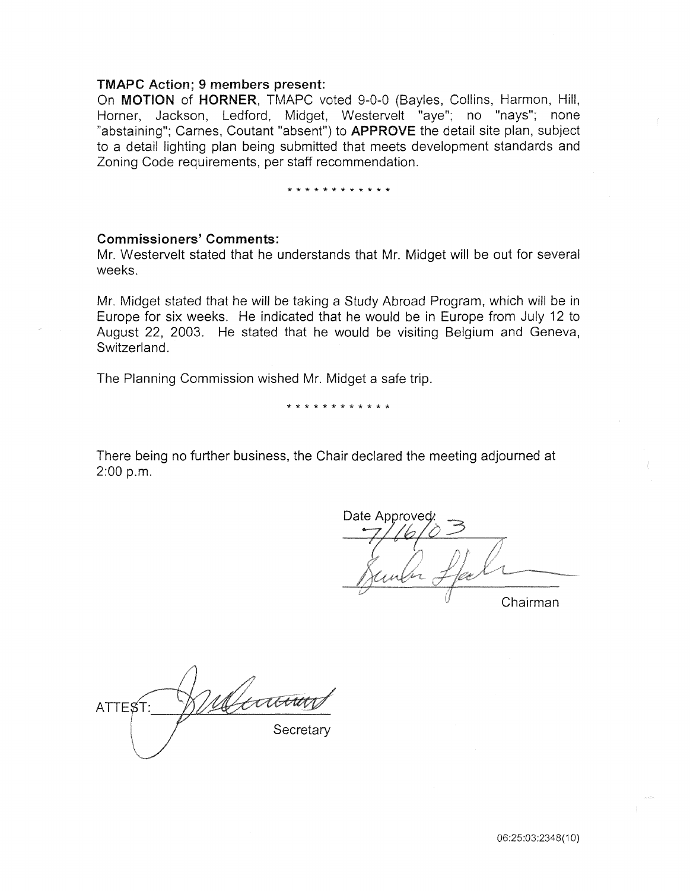**TMAPC Action; 9 members present:**

On **MOTION** of **HORNER**, TMAPC voted 9-0-0 (Bayles, Collins, Harmon, Hill, Horner, Jackson, Ledford, Midget, Westervelt "aye"; no "nays"; none "abstaining"; Carnes, Coutant "absent") to **APPROVE** the detail site plan, subject to a detail lighting plan being submitted that meets development standards and Zoning Code requirements, per staff recommendation.

* * * * * * * * * * * *

**Commissioners' Comments:**

Mr. Westervelt stated that he understands that Mr. Midget will be out for several weeks.

Mr. Midget stated that he will be taking a Study Abroad Program, which will be in Europe for six weeks. He indicated that he would be in Europe from July 12 to August 22, 2003. He stated that he would be visiting Belgium and Geneva, Switzerland.

The Planning Commission wished Mr. Midget a safe trip.

* * * * * * * * * * * *

There being no further business, the Chair declared the meeting adjourned at 2:00 p.m.

Date Approved: 7/16/03

Chairman

ATTEST:

Secretary

06:25:03:2348(10)